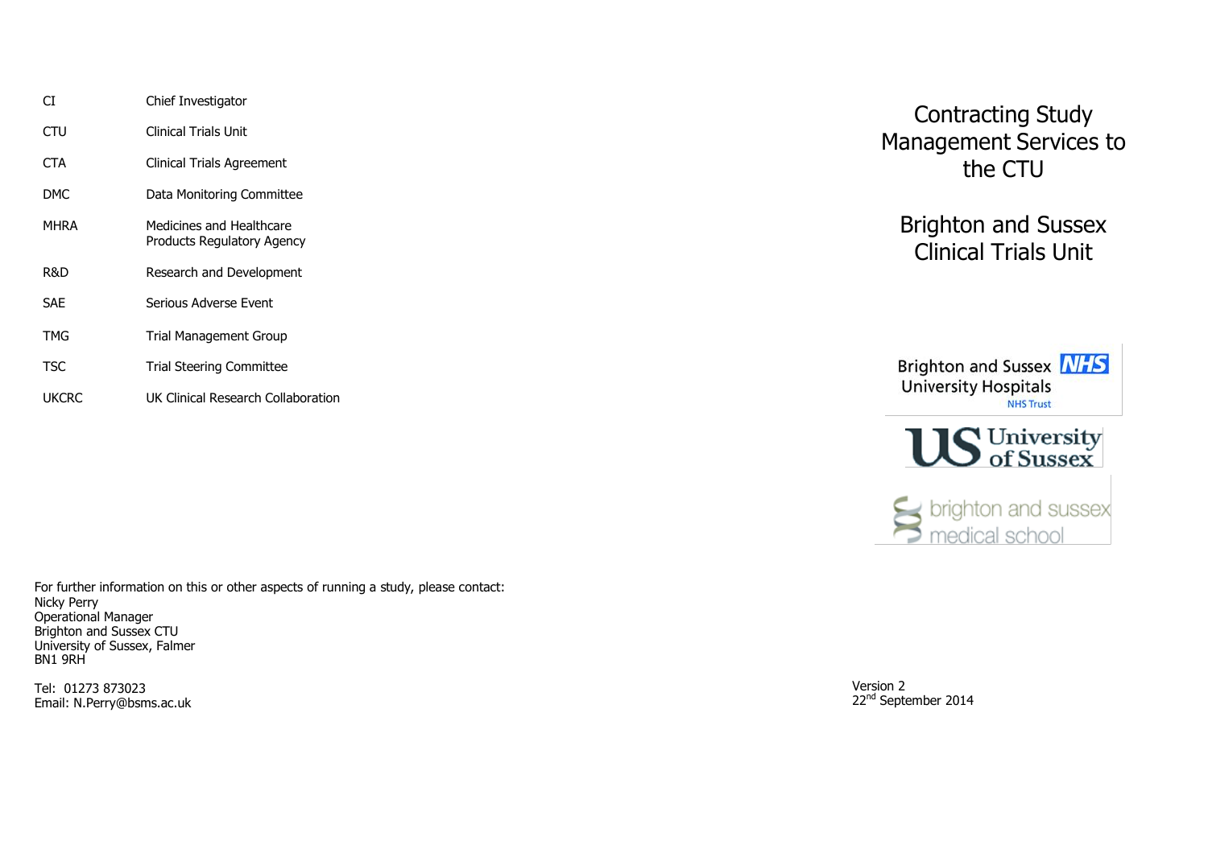# Contracting Study Management Services to the CTU

## Brighton and Sussex Clinical Trials Unit

Brighton and Sussex University Hospitals NHS Trust

University of Sussex

brighton and sussex medical school

Version 2
22nd September 2014

| | |
|---|---|
| CI | Chief Investigator |
| CTU | Clinical Trials Unit |
| CTA | Clinical Trials Agreement |
| DMC | Data Monitoring Committee |
| MHRA | Medicines and Healthcare Products Regulatory Agency |
| R&D | Research and Development |
| SAE | Serious Adverse Event |
| TMG | Trial Management Group |
| TSC | Trial Steering Committee |
| UKCRC | UK Clinical Research Collaboration |

For further information on this or other aspects of running a study, please contact:
Nicky Perry
Operational Manager
Brighton and Sussex CTU
University of Sussex, Falmer
BN1 9RH

Tel: 01273 873023
Email: N.Perry@bsms.ac.uk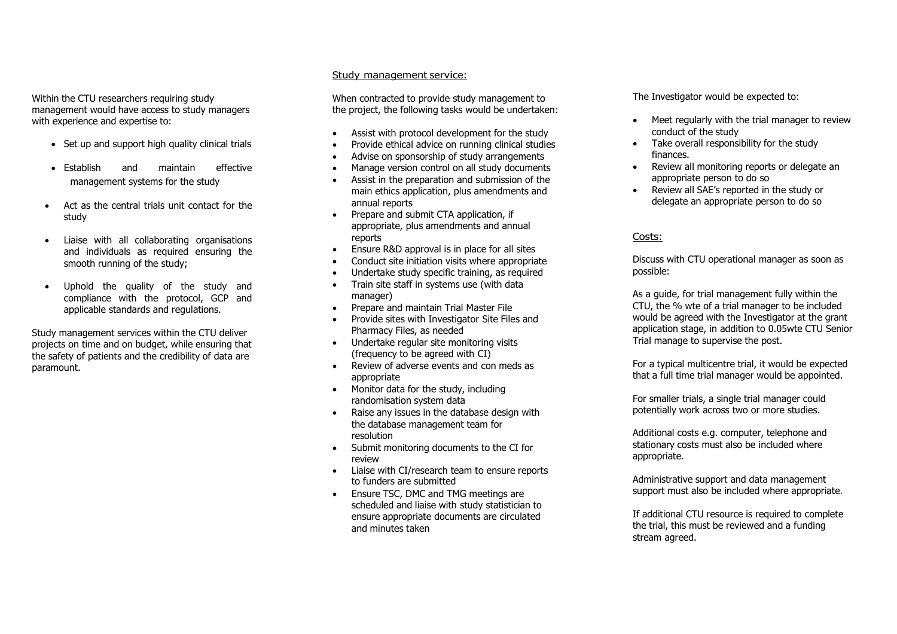Within the CTU researchers requiring study management would have access to study managers with experience and expertise to:

- Set up and support high quality clinical trials
- Establish and maintain effective management systems for the study
- Act as the central trials unit contact for the study
- Liaise with all collaborating organisations and individuals as required ensuring the smooth running of the study;
- Uphold the quality of the study and compliance with the protocol, GCP and applicable standards and regulations.

Study management services within the CTU deliver projects on time and on budget, while ensuring that the safety of patients and the credibility of data are paramount.

## Study management service:

When contracted to provide study management to the project, the following tasks would be undertaken:

- Assist with protocol development for the study
- Provide ethical advice on running clinical studies
- Advise on sponsorship of study arrangements
- Manage version control on all study documents
- Assist in the preparation and submission of the main ethics application, plus amendments and annual reports
- Prepare and submit CTA application, if appropriate, plus amendments and annual reports
- Ensure R&D approval is in place for all sites
- Conduct site initiation visits where appropriate
- Undertake study specific training, as required
- Train site staff in systems use (with data manager)
- Prepare and maintain Trial Master File
- Provide sites with Investigator Site Files and Pharmacy Files, as needed
- Undertake regular site monitoring visits (frequency to be agreed with CI)
- Review of adverse events and con meds as appropriate
- Monitor data for the study, including randomisation system data
- Raise any issues in the database design with the database management team for resolution
- Submit monitoring documents to the CI for review
- Liaise with CI/research team to ensure reports to funders are submitted
- Ensure TSC, DMC and TMG meetings are scheduled and liaise with study statistician to ensure appropriate documents are circulated and minutes taken

The Investigator would be expected to:

- Meet regularly with the trial manager to review conduct of the study
- Take overall responsibility for the study finances.
- Review all monitoring reports or delegate an appropriate person to do so
- Review all SAE's reported in the study or delegate an appropriate person to do so

## Costs:

Discuss with CTU operational manager as soon as possible:

As a guide, for trial management fully within the CTU, the % wte of a trial manager to be included would be agreed with the Investigator at the grant application stage, in addition to 0.05wte CTU Senior Trial manage to supervise the post.

For a typical multicentre trial, it would be expected that a full time trial manager would be appointed.

For smaller trials, a single trial manager could potentially work across two or more studies.

Additional costs e.g. computer, telephone and stationary costs must also be included where appropriate.

Administrative support and data management support must also be included where appropriate.

If additional CTU resource is required to complete the trial, this must be reviewed and a funding stream agreed.